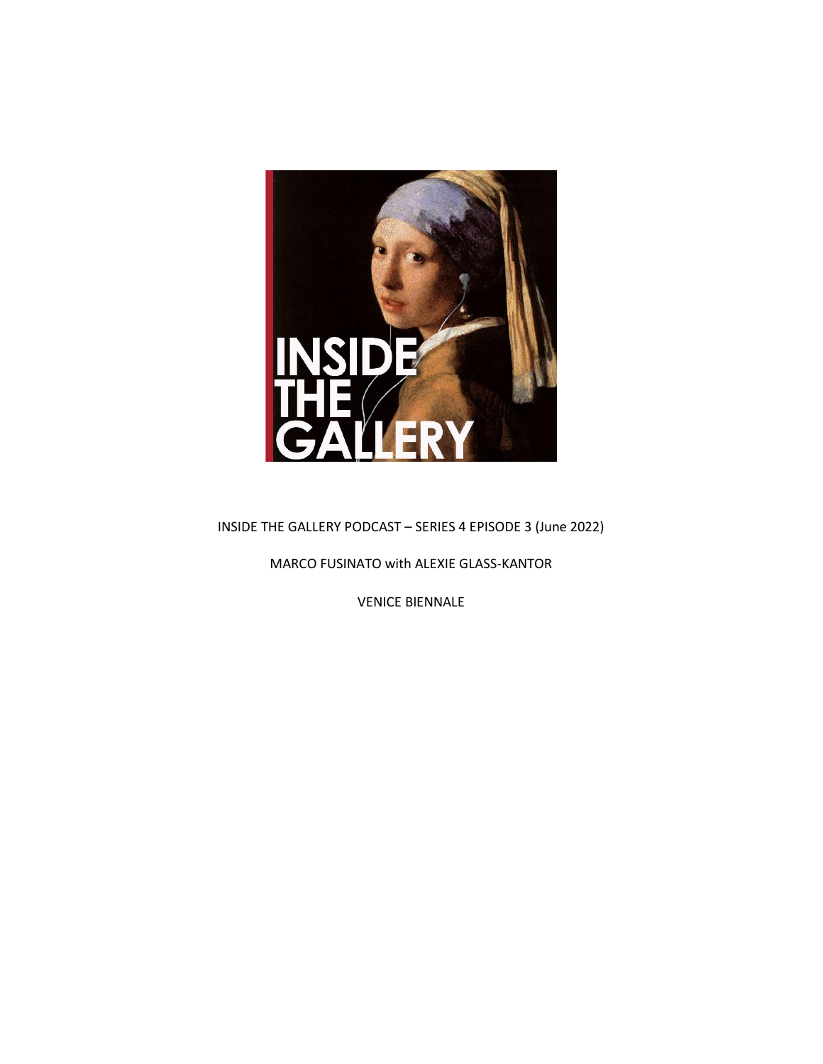INSIDE THE GALLERY PODCAST – SERIES 4 EPISODE 3 (June 2022)

MARCO FUSINATO with ALEXIE GLASS-KANTOR

VENICE BIENNALE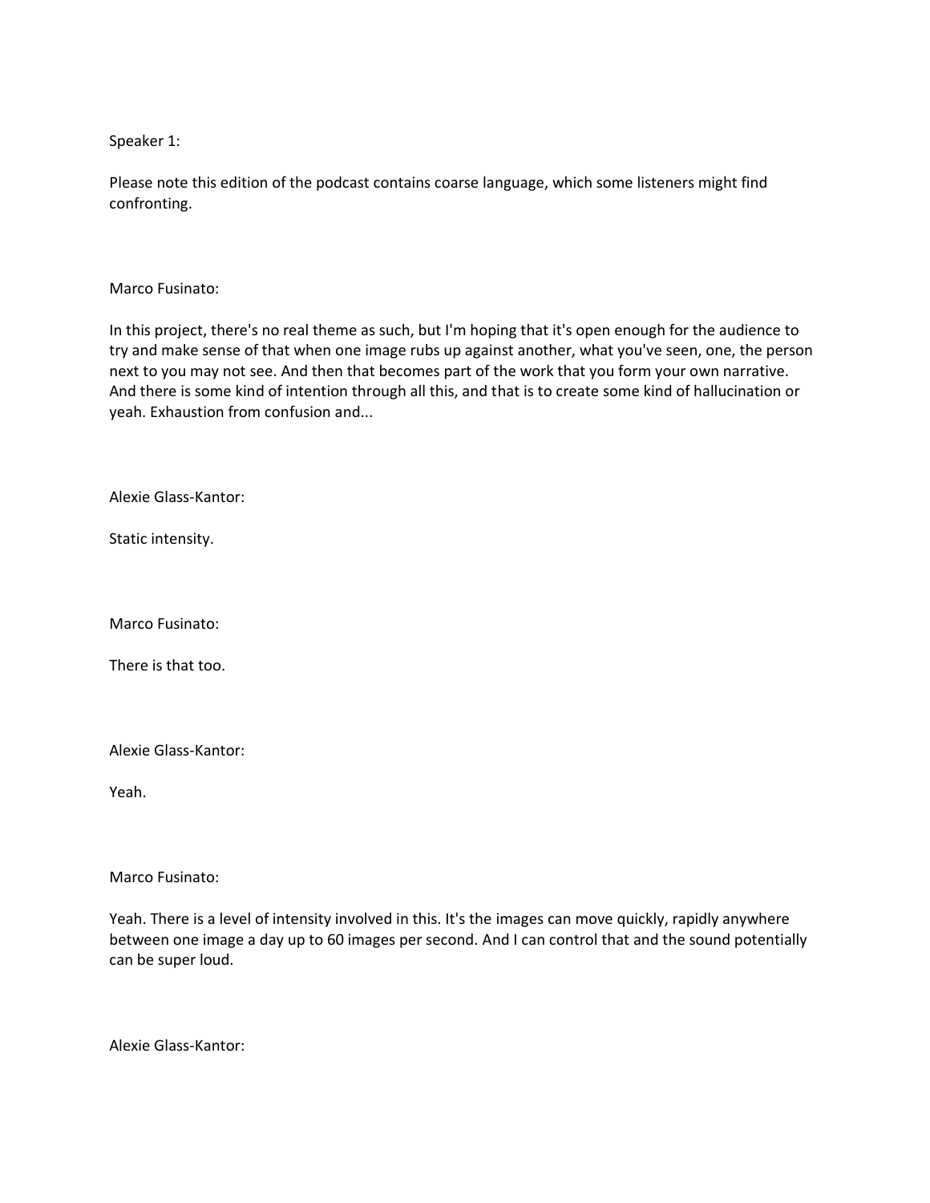Speaker 1:

Please note this edition of the podcast contains coarse language, which some listeners might find confronting.

Marco Fusinato:

In this project, there's no real theme as such, but I'm hoping that it's open enough for the audience to try and make sense of that when one image rubs up against another, what you've seen, one, the person next to you may not see. And then that becomes part of the work that you form your own narrative. And there is some kind of intention through all this, and that is to create some kind of hallucination or yeah. Exhaustion from confusion and...

Alexie Glass-Kantor:

Static intensity.

Marco Fusinato:

There is that too.

Alexie Glass-Kantor:

Yeah.

Marco Fusinato:

Yeah. There is a level of intensity involved in this. It's the images can move quickly, rapidly anywhere between one image a day up to 60 images per second. And I can control that and the sound potentially can be super loud.

Alexie Glass-Kantor: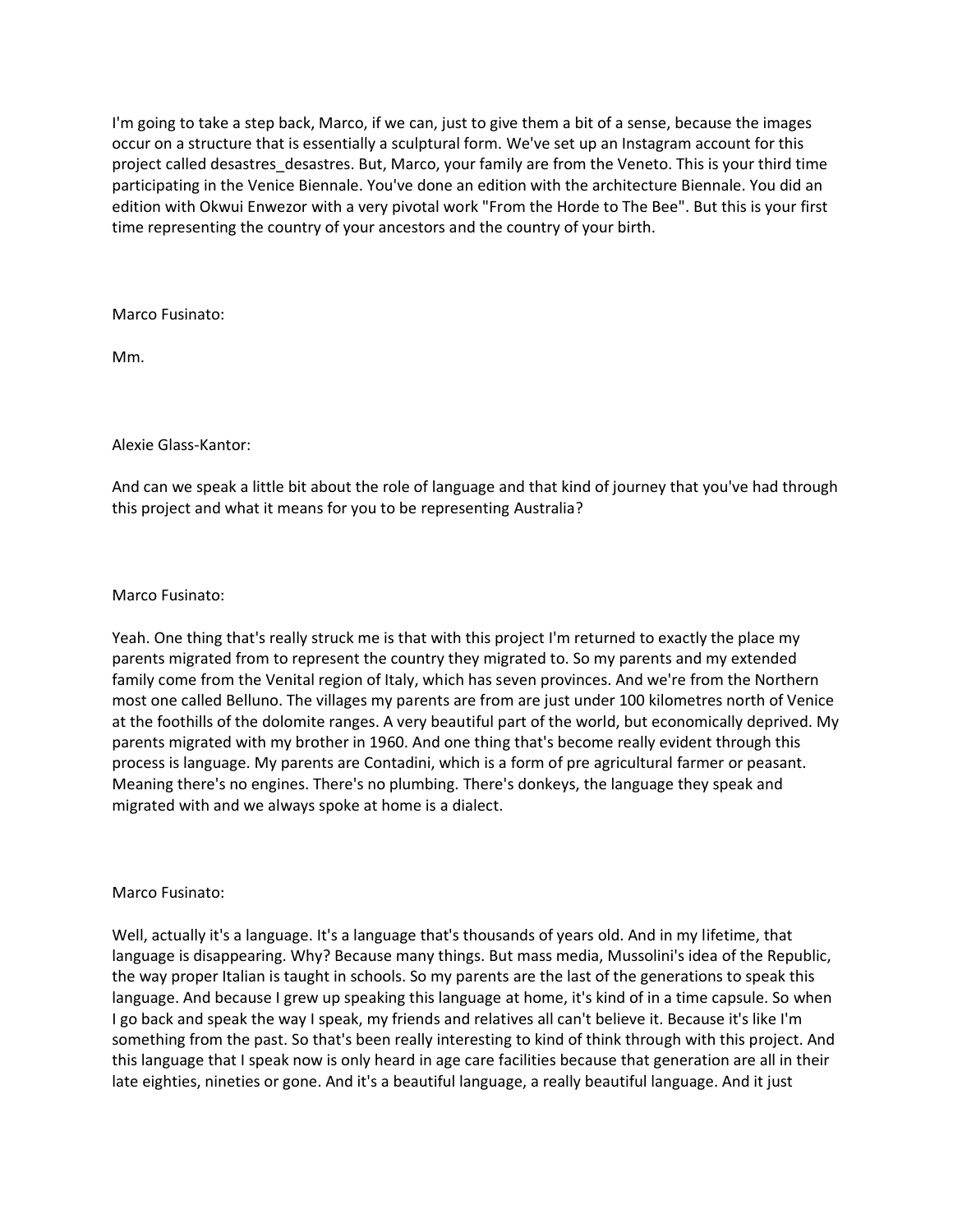I'm going to take a step back, Marco, if we can, just to give them a bit of a sense, because the images occur on a structure that is essentially a sculptural form. We've set up an Instagram account for this project called desastres_desastres. But, Marco, your family are from the Veneto. This is your third time participating in the Venice Biennale. You've done an edition with the architecture Biennale. You did an edition with Okwui Enwezor with a very pivotal work "From the Horde to The Bee". But this is your first time representing the country of your ancestors and the country of your birth.

Marco Fusinato:

Mm.

Alexie Glass-Kantor:

And can we speak a little bit about the role of language and that kind of journey that you've had through this project and what it means for you to be representing Australia?

Marco Fusinato:

Yeah. One thing that's really struck me is that with this project I'm returned to exactly the place my parents migrated from to represent the country they migrated to. So my parents and my extended family come from the Venital region of Italy, which has seven provinces. And we're from the Northern most one called Belluno. The villages my parents are from are just under 100 kilometres north of Venice at the foothills of the dolomite ranges. A very beautiful part of the world, but economically deprived. My parents migrated with my brother in 1960. And one thing that's become really evident through this process is language. My parents are Contadini, which is a form of pre agricultural farmer or peasant. Meaning there's no engines. There's no plumbing. There's donkeys, the language they speak and migrated with and we always spoke at home is a dialect.

Marco Fusinato:

Well, actually it's a language. It's a language that's thousands of years old. And in my lifetime, that language is disappearing. Why? Because many things. But mass media, Mussolini's idea of the Republic, the way proper Italian is taught in schools. So my parents are the last of the generations to speak this language. And because I grew up speaking this language at home, it's kind of in a time capsule. So when I go back and speak the way I speak, my friends and relatives all can't believe it. Because it's like I'm something from the past. So that's been really interesting to kind of think through with this project. And this language that I speak now is only heard in age care facilities because that generation are all in their late eighties, nineties or gone. And it's a beautiful language, a really beautiful language. And it just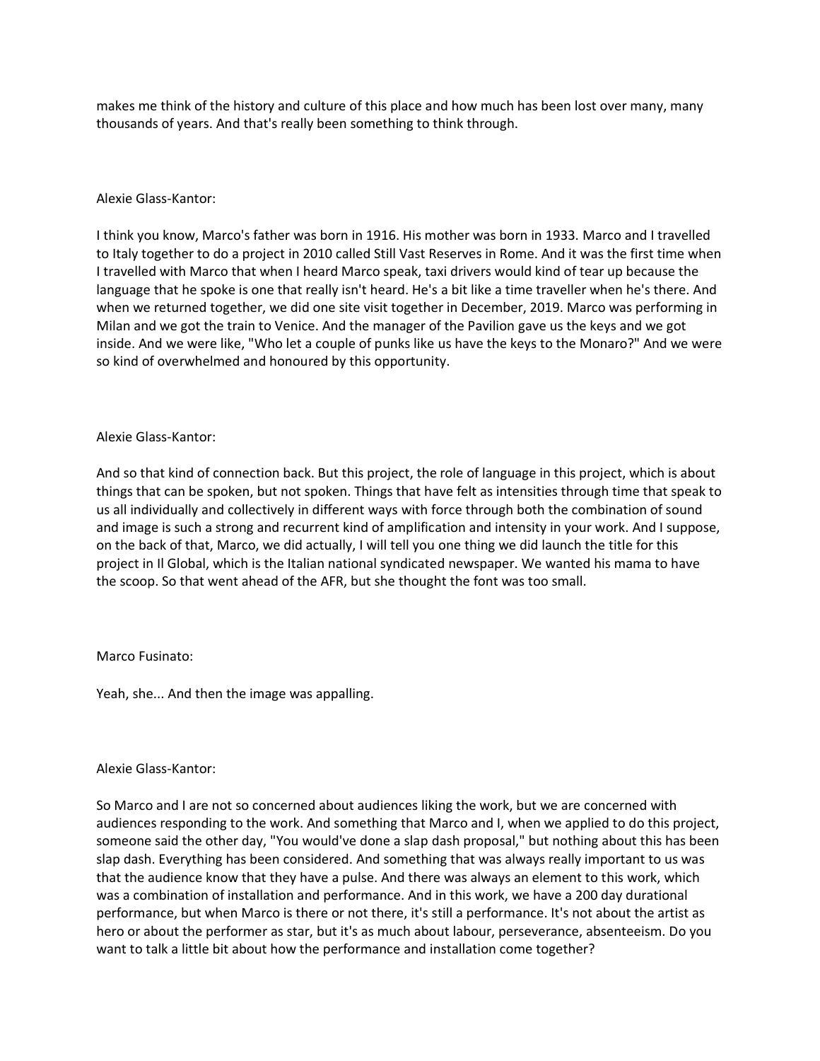makes me think of the history and culture of this place and how much has been lost over many, many thousands of years. And that's really been something to think through.

Alexie Glass-Kantor:

I think you know, Marco's father was born in 1916. His mother was born in 1933. Marco and I travelled to Italy together to do a project in 2010 called Still Vast Reserves in Rome. And it was the first time when I travelled with Marco that when I heard Marco speak, taxi drivers would kind of tear up because the language that he spoke is one that really isn't heard. He's a bit like a time traveller when he's there. And when we returned together, we did one site visit together in December, 2019. Marco was performing in Milan and we got the train to Venice. And the manager of the Pavilion gave us the keys and we got inside. And we were like, "Who let a couple of punks like us have the keys to the Monaro?" And we were so kind of overwhelmed and honoured by this opportunity.

Alexie Glass-Kantor:

And so that kind of connection back. But this project, the role of language in this project, which is about things that can be spoken, but not spoken. Things that have felt as intensities through time that speak to us all individually and collectively in different ways with force through both the combination of sound and image is such a strong and recurrent kind of amplification and intensity in your work. And I suppose, on the back of that, Marco, we did actually, I will tell you one thing we did launch the title for this project in Il Global, which is the Italian national syndicated newspaper. We wanted his mama to have the scoop. So that went ahead of the AFR, but she thought the font was too small.

Marco Fusinato:

Yeah, she... And then the image was appalling.

Alexie Glass-Kantor:

So Marco and I are not so concerned about audiences liking the work, but we are concerned with audiences responding to the work. And something that Marco and I, when we applied to do this project, someone said the other day, "You would've done a slap dash proposal," but nothing about this has been slap dash. Everything has been considered. And something that was always really important to us was that the audience know that they have a pulse. And there was always an element to this work, which was a combination of installation and performance. And in this work, we have a 200 day durational performance, but when Marco is there or not there, it's still a performance. It's not about the artist as hero or about the performer as star, but it's as much about labour, perseverance, absenteeism. Do you want to talk a little bit about how the performance and installation come together?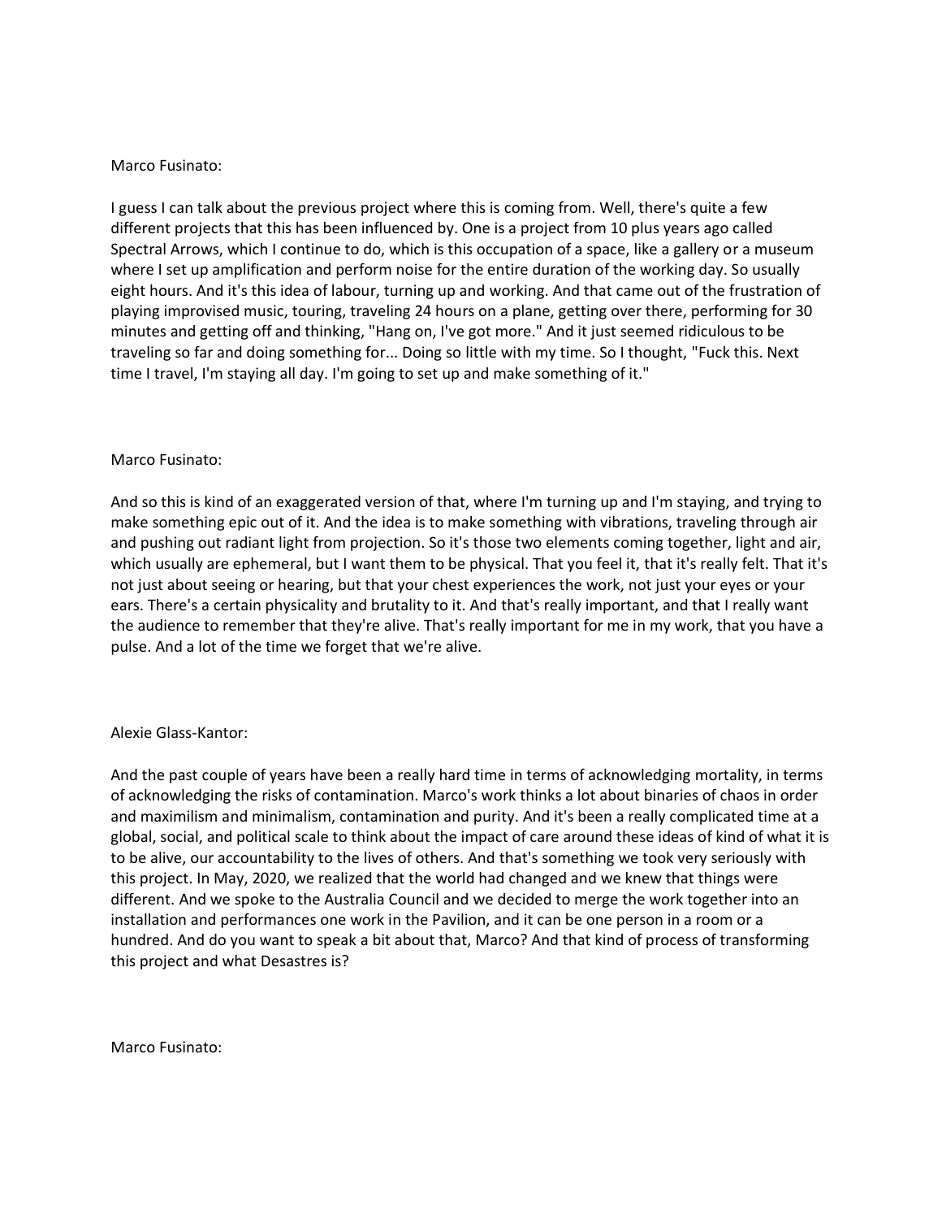Marco Fusinato:

I guess I can talk about the previous project where this is coming from. Well, there's quite a few different projects that this has been influenced by. One is a project from 10 plus years ago called Spectral Arrows, which I continue to do, which is this occupation of a space, like a gallery or a museum where I set up amplification and perform noise for the entire duration of the working day. So usually eight hours. And it's this idea of labour, turning up and working. And that came out of the frustration of playing improvised music, touring, traveling 24 hours on a plane, getting over there, performing for 30 minutes and getting off and thinking, "Hang on, I've got more." And it just seemed ridiculous to be traveling so far and doing something for... Doing so little with my time. So I thought, "Fuck this. Next time I travel, I'm staying all day. I'm going to set up and make something of it."

Marco Fusinato:

And so this is kind of an exaggerated version of that, where I'm turning up and I'm staying, and trying to make something epic out of it. And the idea is to make something with vibrations, traveling through air and pushing out radiant light from projection. So it's those two elements coming together, light and air, which usually are ephemeral, but I want them to be physical. That you feel it, that it's really felt. That it's not just about seeing or hearing, but that your chest experiences the work, not just your eyes or your ears. There's a certain physicality and brutality to it. And that's really important, and that I really want the audience to remember that they're alive. That's really important for me in my work, that you have a pulse. And a lot of the time we forget that we're alive.

Alexie Glass-Kantor:

And the past couple of years have been a really hard time in terms of acknowledging mortality, in terms of acknowledging the risks of contamination. Marco's work thinks a lot about binaries of chaos in order and maximilism and minimalism, contamination and purity. And it's been a really complicated time at a global, social, and political scale to think about the impact of care around these ideas of kind of what it is to be alive, our accountability to the lives of others. And that's something we took very seriously with this project. In May, 2020, we realized that the world had changed and we knew that things were different. And we spoke to the Australia Council and we decided to merge the work together into an installation and performances one work in the Pavilion, and it can be one person in a room or a hundred. And do you want to speak a bit about that, Marco? And that kind of process of transforming this project and what Desastres is?

Marco Fusinato: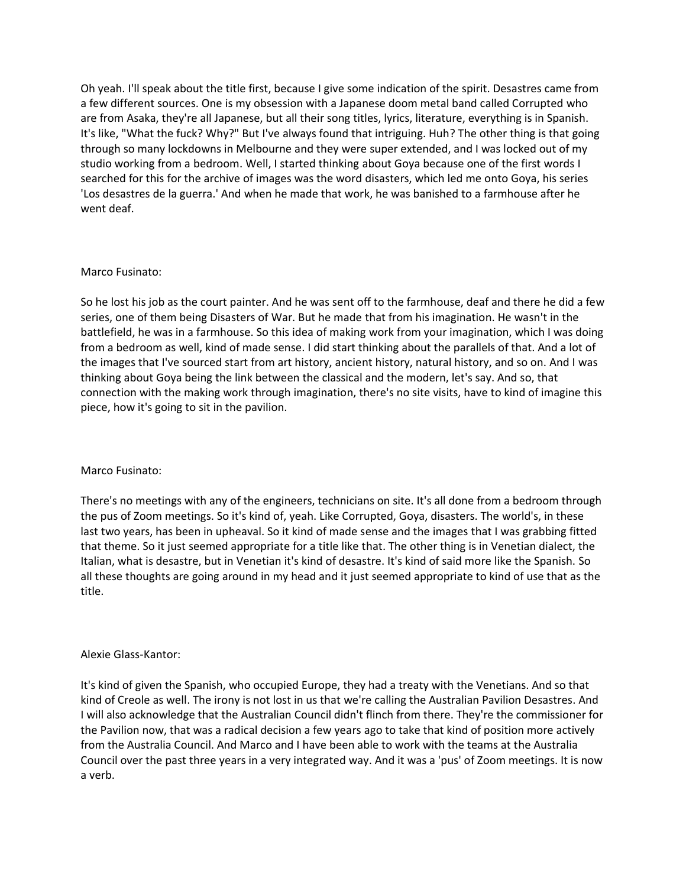Oh yeah. I'll speak about the title first, because I give some indication of the spirit. Desastres came from a few different sources. One is my obsession with a Japanese doom metal band called Corrupted who are from Asaka, they're all Japanese, but all their song titles, lyrics, literature, everything is in Spanish. It's like, "What the fuck? Why?" But I've always found that intriguing. Huh? The other thing is that going through so many lockdowns in Melbourne and they were super extended, and I was locked out of my studio working from a bedroom. Well, I started thinking about Goya because one of the first words I searched for this for the archive of images was the word disasters, which led me onto Goya, his series 'Los desastres de la guerra.' And when he made that work, he was banished to a farmhouse after he went deaf.

Marco Fusinato:

So he lost his job as the court painter. And he was sent off to the farmhouse, deaf and there he did a few series, one of them being Disasters of War. But he made that from his imagination. He wasn't in the battlefield, he was in a farmhouse. So this idea of making work from your imagination, which I was doing from a bedroom as well, kind of made sense. I did start thinking about the parallels of that. And a lot of the images that I've sourced start from art history, ancient history, natural history, and so on. And I was thinking about Goya being the link between the classical and the modern, let's say. And so, that connection with the making work through imagination, there's no site visits, have to kind of imagine this piece, how it's going to sit in the pavilion.

Marco Fusinato:

There's no meetings with any of the engineers, technicians on site. It's all done from a bedroom through the pus of Zoom meetings. So it's kind of, yeah. Like Corrupted, Goya, disasters. The world's, in these last two years, has been in upheaval. So it kind of made sense and the images that I was grabbing fitted that theme. So it just seemed appropriate for a title like that. The other thing is in Venetian dialect, the Italian, what is desastre, but in Venetian it's kind of desastre. It's kind of said more like the Spanish. So all these thoughts are going around in my head and it just seemed appropriate to kind of use that as the title.

Alexie Glass-Kantor:

It's kind of given the Spanish, who occupied Europe, they had a treaty with the Venetians. And so that kind of Creole as well. The irony is not lost in us that we're calling the Australian Pavilion Desastres. And I will also acknowledge that the Australian Council didn't flinch from there. They're the commissioner for the Pavilion now, that was a radical decision a few years ago to take that kind of position more actively from the Australia Council. And Marco and I have been able to work with the teams at the Australia Council over the past three years in a very integrated way. And it was a 'pus' of Zoom meetings. It is now a verb.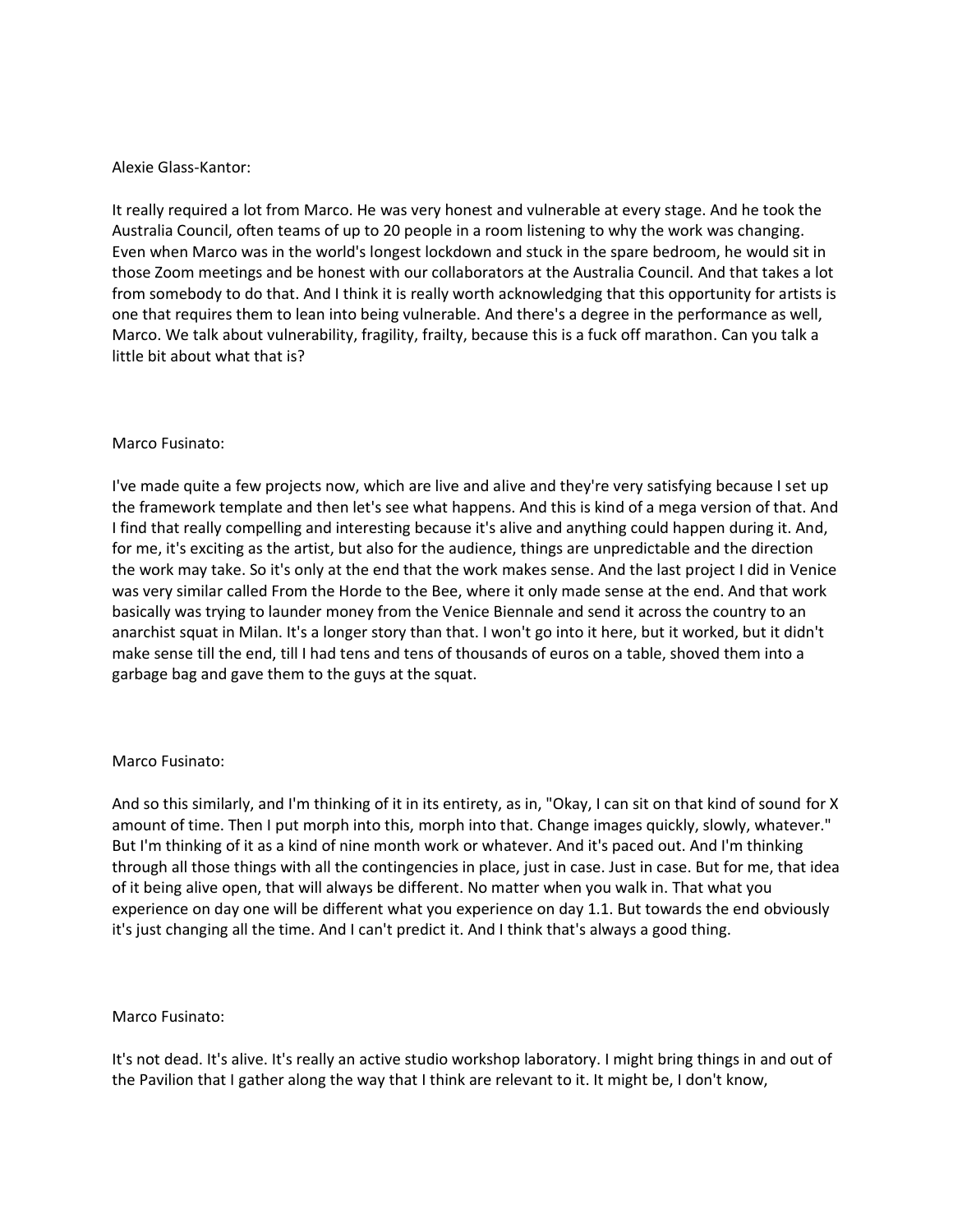Alexie Glass-Kantor:

It really required a lot from Marco. He was very honest and vulnerable at every stage. And he took the Australia Council, often teams of up to 20 people in a room listening to why the work was changing. Even when Marco was in the world's longest lockdown and stuck in the spare bedroom, he would sit in those Zoom meetings and be honest with our collaborators at the Australia Council. And that takes a lot from somebody to do that. And I think it is really worth acknowledging that this opportunity for artists is one that requires them to lean into being vulnerable. And there's a degree in the performance as well, Marco. We talk about vulnerability, fragility, frailty, because this is a fuck off marathon. Can you talk a little bit about what that is?

Marco Fusinato:

I've made quite a few projects now, which are live and alive and they're very satisfying because I set up the framework template and then let's see what happens. And this is kind of a mega version of that. And I find that really compelling and interesting because it's alive and anything could happen during it. And, for me, it's exciting as the artist, but also for the audience, things are unpredictable and the direction the work may take. So it's only at the end that the work makes sense. And the last project I did in Venice was very similar called From the Horde to the Bee, where it only made sense at the end. And that work basically was trying to launder money from the Venice Biennale and send it across the country to an anarchist squat in Milan. It's a longer story than that. I won't go into it here, but it worked, but it didn't make sense till the end, till I had tens and tens of thousands of euros on a table, shoved them into a garbage bag and gave them to the guys at the squat.

Marco Fusinato:

And so this similarly, and I'm thinking of it in its entirety, as in, "Okay, I can sit on that kind of sound for X amount of time. Then I put morph into this, morph into that. Change images quickly, slowly, whatever." But I'm thinking of it as a kind of nine month work or whatever. And it's paced out. And I'm thinking through all those things with all the contingencies in place, just in case. Just in case. But for me, that idea of it being alive open, that will always be different. No matter when you walk in. That what you experience on day one will be different what you experience on day 1.1. But towards the end obviously it's just changing all the time. And I can't predict it. And I think that's always a good thing.

Marco Fusinato:

It's not dead. It's alive. It's really an active studio workshop laboratory. I might bring things in and out of the Pavilion that I gather along the way that I think are relevant to it. It might be, I don't know,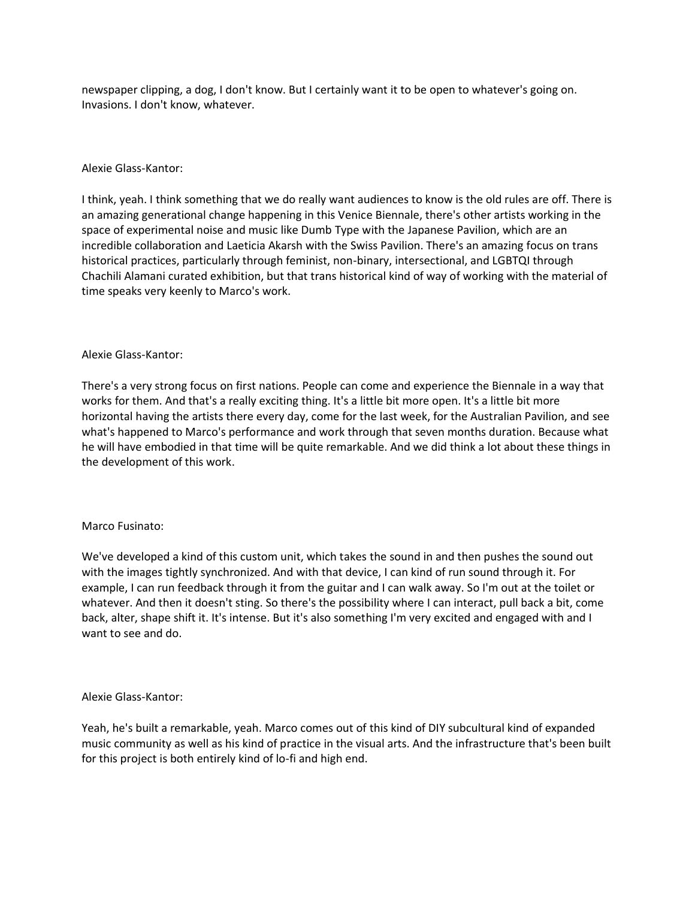newspaper clipping, a dog, I don't know. But I certainly want it to be open to whatever's going on. Invasions. I don't know, whatever.

Alexie Glass-Kantor:

I think, yeah. I think something that we do really want audiences to know is the old rules are off. There is an amazing generational change happening in this Venice Biennale, there's other artists working in the space of experimental noise and music like Dumb Type with the Japanese Pavilion, which are an incredible collaboration and Laeticia Akarsh with the Swiss Pavilion. There's an amazing focus on trans historical practices, particularly through feminist, non-binary, intersectional, and LGBTQI through Chachili Alamani curated exhibition, but that trans historical kind of way of working with the material of time speaks very keenly to Marco's work.

Alexie Glass-Kantor:

There's a very strong focus on first nations. People can come and experience the Biennale in a way that works for them. And that's a really exciting thing. It's a little bit more open. It's a little bit more horizontal having the artists there every day, come for the last week, for the Australian Pavilion, and see what's happened to Marco's performance and work through that seven months duration. Because what he will have embodied in that time will be quite remarkable. And we did think a lot about these things in the development of this work.

Marco Fusinato:

We've developed a kind of this custom unit, which takes the sound in and then pushes the sound out with the images tightly synchronized. And with that device, I can kind of run sound through it. For example, I can run feedback through it from the guitar and I can walk away. So I'm out at the toilet or whatever. And then it doesn't sting. So there's the possibility where I can interact, pull back a bit, come back, alter, shape shift it. It's intense. But it's also something I'm very excited and engaged with and I want to see and do.

Alexie Glass-Kantor:

Yeah, he's built a remarkable, yeah. Marco comes out of this kind of DIY subcultural kind of expanded music community as well as his kind of practice in the visual arts. And the infrastructure that's been built for this project is both entirely kind of lo-fi and high end.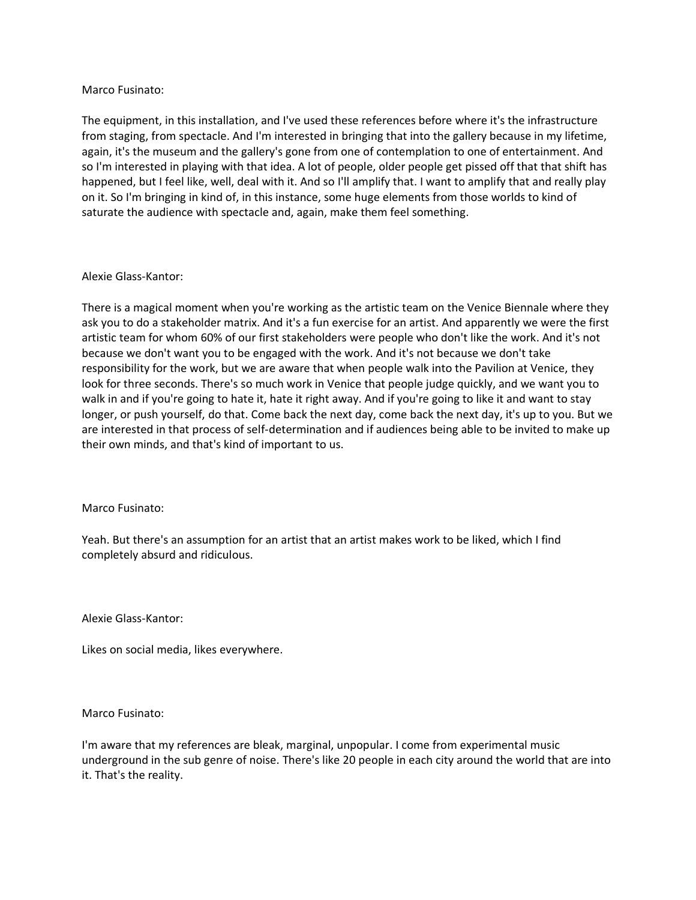Marco Fusinato:

The equipment, in this installation, and I've used these references before where it's the infrastructure from staging, from spectacle. And I'm interested in bringing that into the gallery because in my lifetime, again, it's the museum and the gallery's gone from one of contemplation to one of entertainment. And so I'm interested in playing with that idea. A lot of people, older people get pissed off that that shift has happened, but I feel like, well, deal with it. And so I'll amplify that. I want to amplify that and really play on it. So I'm bringing in kind of, in this instance, some huge elements from those worlds to kind of saturate the audience with spectacle and, again, make them feel something.

Alexie Glass-Kantor:

There is a magical moment when you're working as the artistic team on the Venice Biennale where they ask you to do a stakeholder matrix. And it's a fun exercise for an artist. And apparently we were the first artistic team for whom 60% of our first stakeholders were people who don't like the work. And it's not because we don't want you to be engaged with the work. And it's not because we don't take responsibility for the work, but we are aware that when people walk into the Pavilion at Venice, they look for three seconds. There's so much work in Venice that people judge quickly, and we want you to walk in and if you're going to hate it, hate it right away. And if you're going to like it and want to stay longer, or push yourself, do that. Come back the next day, come back the next day, it's up to you. But we are interested in that process of self-determination and if audiences being able to be invited to make up their own minds, and that's kind of important to us.

Marco Fusinato:

Yeah. But there's an assumption for an artist that an artist makes work to be liked, which I find completely absurd and ridiculous.

Alexie Glass-Kantor:

Likes on social media, likes everywhere.

Marco Fusinato:

I'm aware that my references are bleak, marginal, unpopular. I come from experimental music underground in the sub genre of noise. There's like 20 people in each city around the world that are into it. That's the reality.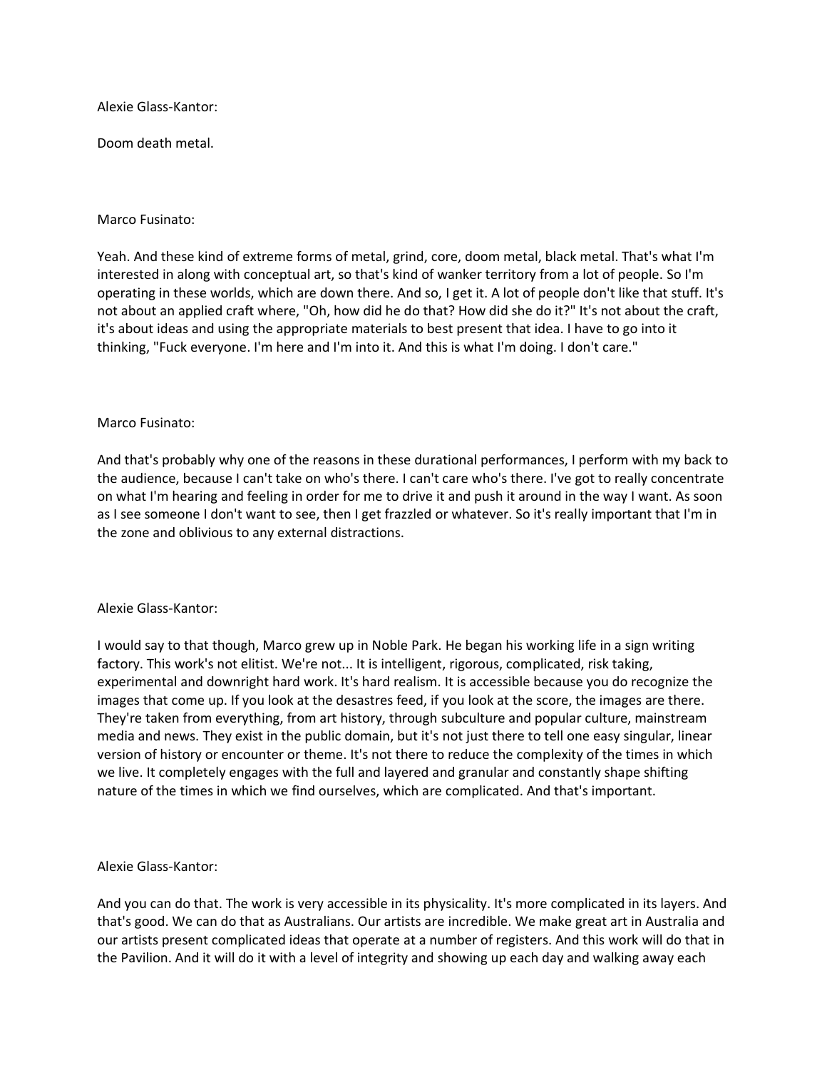Alexie Glass-Kantor:

Doom death metal.

Marco Fusinato:

Yeah. And these kind of extreme forms of metal, grind, core, doom metal, black metal. That's what I'm interested in along with conceptual art, so that's kind of wanker territory from a lot of people. So I'm operating in these worlds, which are down there. And so, I get it. A lot of people don't like that stuff. It's not about an applied craft where, "Oh, how did he do that? How did she do it?" It's not about the craft, it's about ideas and using the appropriate materials to best present that idea. I have to go into it thinking, "Fuck everyone. I'm here and I'm into it. And this is what I'm doing. I don't care."

Marco Fusinato:

And that's probably why one of the reasons in these durational performances, I perform with my back to the audience, because I can't take on who's there. I can't care who's there. I've got to really concentrate on what I'm hearing and feeling in order for me to drive it and push it around in the way I want. As soon as I see someone I don't want to see, then I get frazzled or whatever. So it's really important that I'm in the zone and oblivious to any external distractions.

Alexie Glass-Kantor:

I would say to that though, Marco grew up in Noble Park. He began his working life in a sign writing factory. This work's not elitist. We're not... It is intelligent, rigorous, complicated, risk taking, experimental and downright hard work. It's hard realism. It is accessible because you do recognize the images that come up. If you look at the desastres feed, if you look at the score, the images are there. They're taken from everything, from art history, through subculture and popular culture, mainstream media and news. They exist in the public domain, but it's not just there to tell one easy singular, linear version of history or encounter or theme. It's not there to reduce the complexity of the times in which we live. It completely engages with the full and layered and granular and constantly shape shifting nature of the times in which we find ourselves, which are complicated. And that's important.

Alexie Glass-Kantor:

And you can do that. The work is very accessible in its physicality. It's more complicated in its layers. And that's good. We can do that as Australians. Our artists are incredible. We make great art in Australia and our artists present complicated ideas that operate at a number of registers. And this work will do that in the Pavilion. And it will do it with a level of integrity and showing up each day and walking away each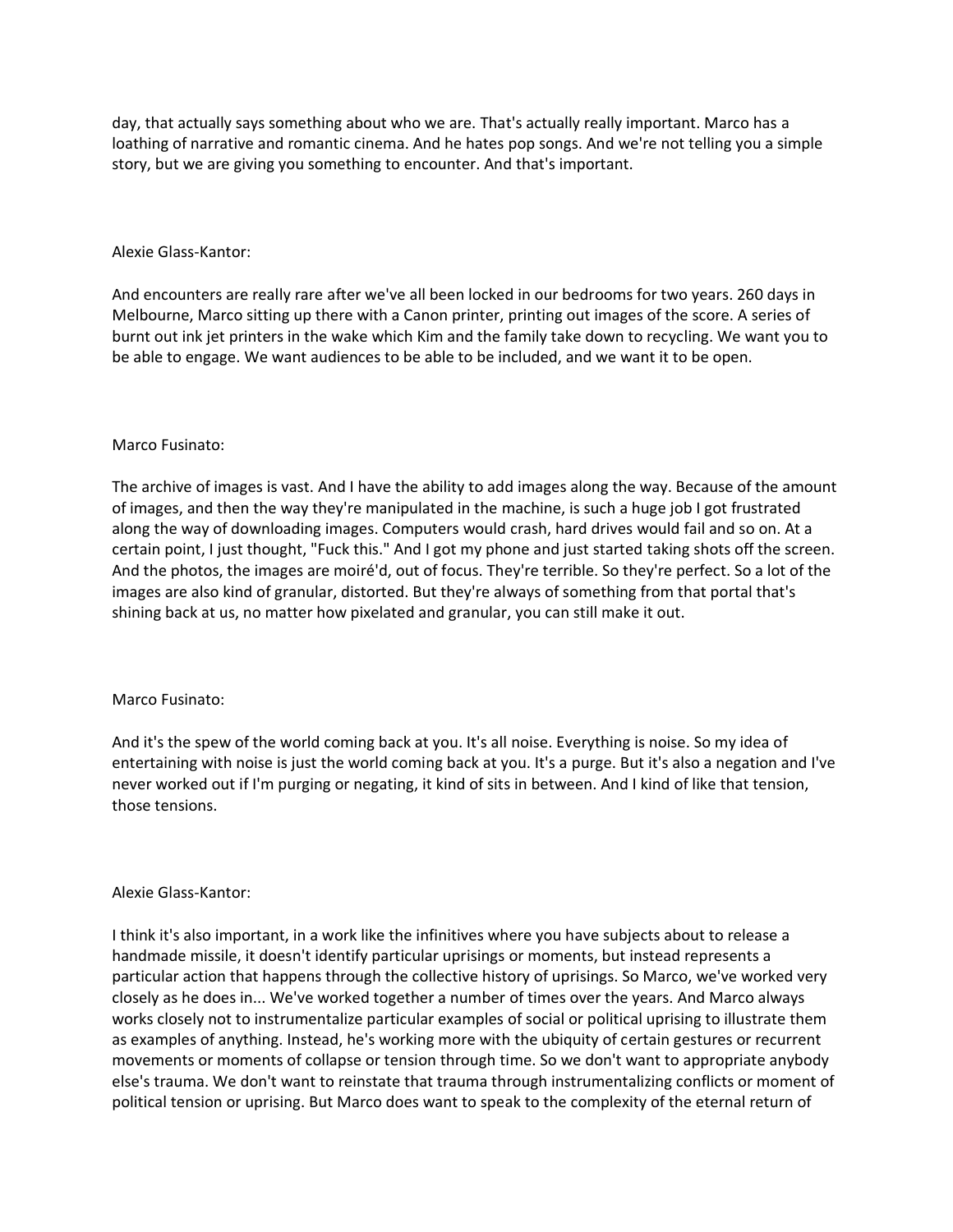day, that actually says something about who we are. That's actually really important. Marco has a loathing of narrative and romantic cinema. And he hates pop songs. And we're not telling you a simple story, but we are giving you something to encounter. And that's important.

Alexie Glass-Kantor:

And encounters are really rare after we've all been locked in our bedrooms for two years. 260 days in Melbourne, Marco sitting up there with a Canon printer, printing out images of the score. A series of burnt out ink jet printers in the wake which Kim and the family take down to recycling. We want you to be able to engage. We want audiences to be able to be included, and we want it to be open.

Marco Fusinato:

The archive of images is vast. And I have the ability to add images along the way. Because of the amount of images, and then the way they're manipulated in the machine, is such a huge job I got frustrated along the way of downloading images. Computers would crash, hard drives would fail and so on. At a certain point, I just thought, "Fuck this." And I got my phone and just started taking shots off the screen. And the photos, the images are moiré'd, out of focus. They're terrible. So they're perfect. So a lot of the images are also kind of granular, distorted. But they're always of something from that portal that's shining back at us, no matter how pixelated and granular, you can still make it out.

Marco Fusinato:

And it's the spew of the world coming back at you. It's all noise. Everything is noise. So my idea of entertaining with noise is just the world coming back at you. It's a purge. But it's also a negation and I've never worked out if I'm purging or negating, it kind of sits in between. And I kind of like that tension, those tensions.

Alexie Glass-Kantor:

I think it's also important, in a work like the infinitives where you have subjects about to release a handmade missile, it doesn't identify particular uprisings or moments, but instead represents a particular action that happens through the collective history of uprisings. So Marco, we've worked very closely as he does in... We've worked together a number of times over the years. And Marco always works closely not to instrumentalize particular examples of social or political uprising to illustrate them as examples of anything. Instead, he's working more with the ubiquity of certain gestures or recurrent movements or moments of collapse or tension through time. So we don't want to appropriate anybody else's trauma. We don't want to reinstate that trauma through instrumentalizing conflicts or moment of political tension or uprising. But Marco does want to speak to the complexity of the eternal return of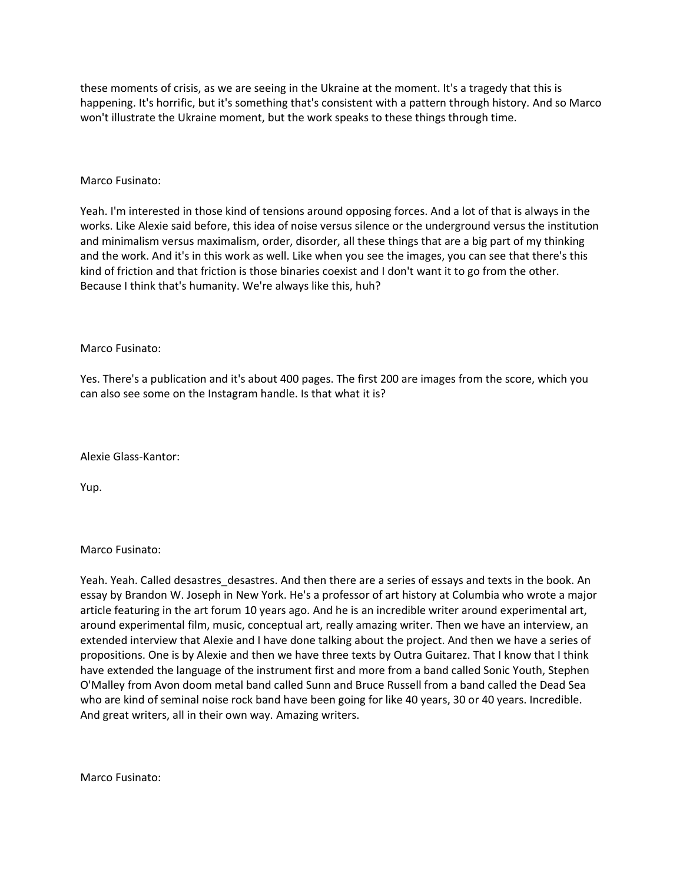these moments of crisis, as we are seeing in the Ukraine at the moment. It's a tragedy that this is happening. It's horrific, but it's something that's consistent with a pattern through history. And so Marco won't illustrate the Ukraine moment, but the work speaks to these things through time.

Marco Fusinato:

Yeah. I'm interested in those kind of tensions around opposing forces. And a lot of that is always in the works. Like Alexie said before, this idea of noise versus silence or the underground versus the institution and minimalism versus maximalism, order, disorder, all these things that are a big part of my thinking and the work. And it's in this work as well. Like when you see the images, you can see that there's this kind of friction and that friction is those binaries coexist and I don't want it to go from the other. Because I think that's humanity. We're always like this, huh?

Marco Fusinato:

Yes. There's a publication and it's about 400 pages. The first 200 are images from the score, which you can also see some on the Instagram handle. Is that what it is?

Alexie Glass-Kantor:

Yup.

Marco Fusinato:

Yeah. Yeah. Called desastres_desastres. And then there are a series of essays and texts in the book. An essay by Brandon W. Joseph in New York. He's a professor of art history at Columbia who wrote a major article featuring in the art forum 10 years ago. And he is an incredible writer around experimental art, around experimental film, music, conceptual art, really amazing writer. Then we have an interview, an extended interview that Alexie and I have done talking about the project. And then we have a series of propositions. One is by Alexie and then we have three texts by Outra Guitarez. That I know that I think have extended the language of the instrument first and more from a band called Sonic Youth, Stephen O'Malley from Avon doom metal band called Sunn and Bruce Russell from a band called the Dead Sea who are kind of seminal noise rock band have been going for like 40 years, 30 or 40 years. Incredible. And great writers, all in their own way. Amazing writers.

Marco Fusinato: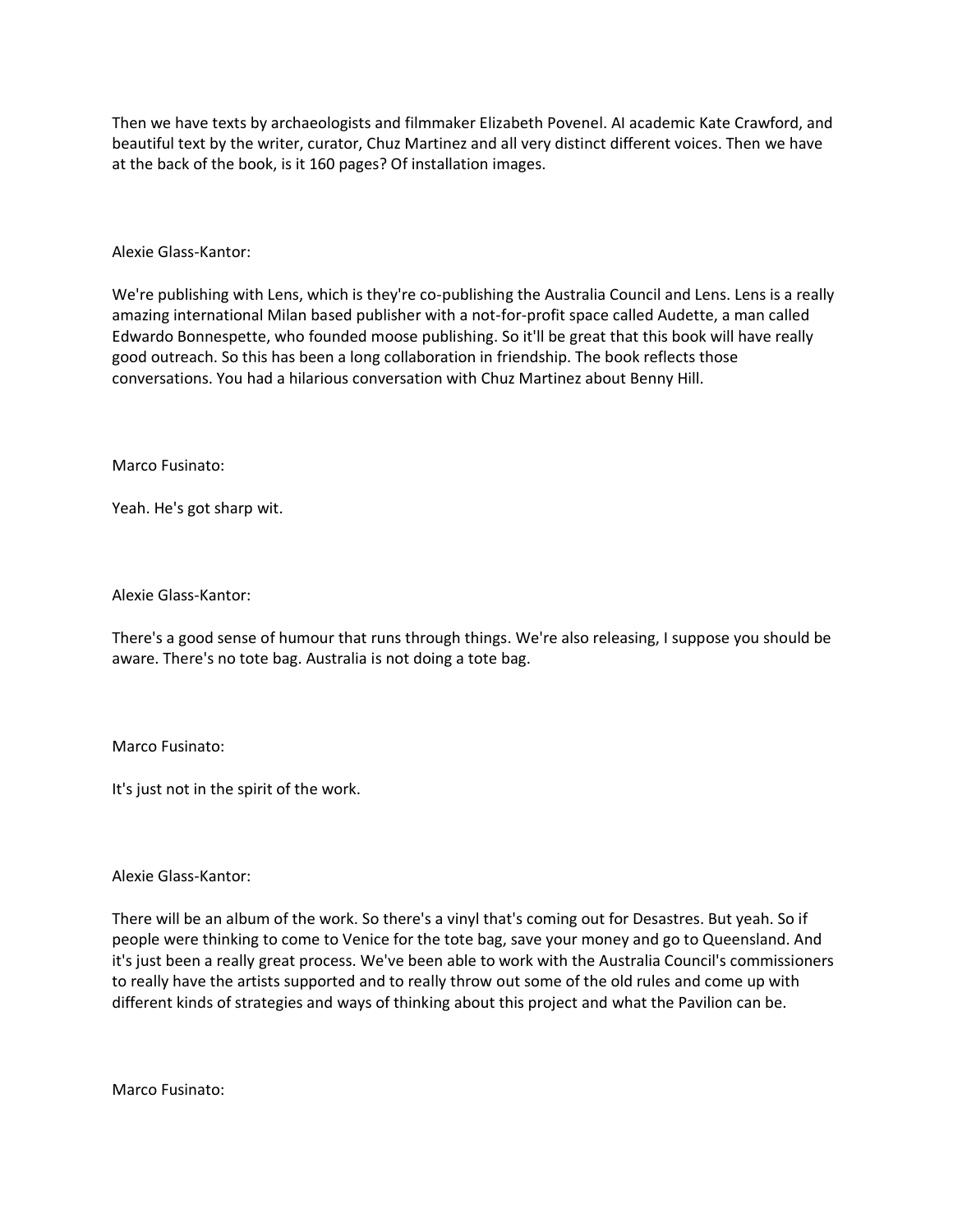Then we have texts by archaeologists and filmmaker Elizabeth Povenel. AI academic Kate Crawford, and beautiful text by the writer, curator, Chuz Martinez and all very distinct different voices. Then we have at the back of the book, is it 160 pages? Of installation images.

Alexie Glass-Kantor:

We're publishing with Lens, which is they're co-publishing the Australia Council and Lens. Lens is a really amazing international Milan based publisher with a not-for-profit space called Audette, a man called Edwardo Bonnespette, who founded moose publishing. So it'll be great that this book will have really good outreach. So this has been a long collaboration in friendship. The book reflects those conversations. You had a hilarious conversation with Chuz Martinez about Benny Hill.

Marco Fusinato:

Yeah. He's got sharp wit.

Alexie Glass-Kantor:

There's a good sense of humour that runs through things. We're also releasing, I suppose you should be aware. There's no tote bag. Australia is not doing a tote bag.

Marco Fusinato:

It's just not in the spirit of the work.

Alexie Glass-Kantor:

There will be an album of the work. So there's a vinyl that's coming out for Desastres. But yeah. So if people were thinking to come to Venice for the tote bag, save your money and go to Queensland. And it's just been a really great process. We've been able to work with the Australia Council's commissioners to really have the artists supported and to really throw out some of the old rules and come up with different kinds of strategies and ways of thinking about this project and what the Pavilion can be.

Marco Fusinato: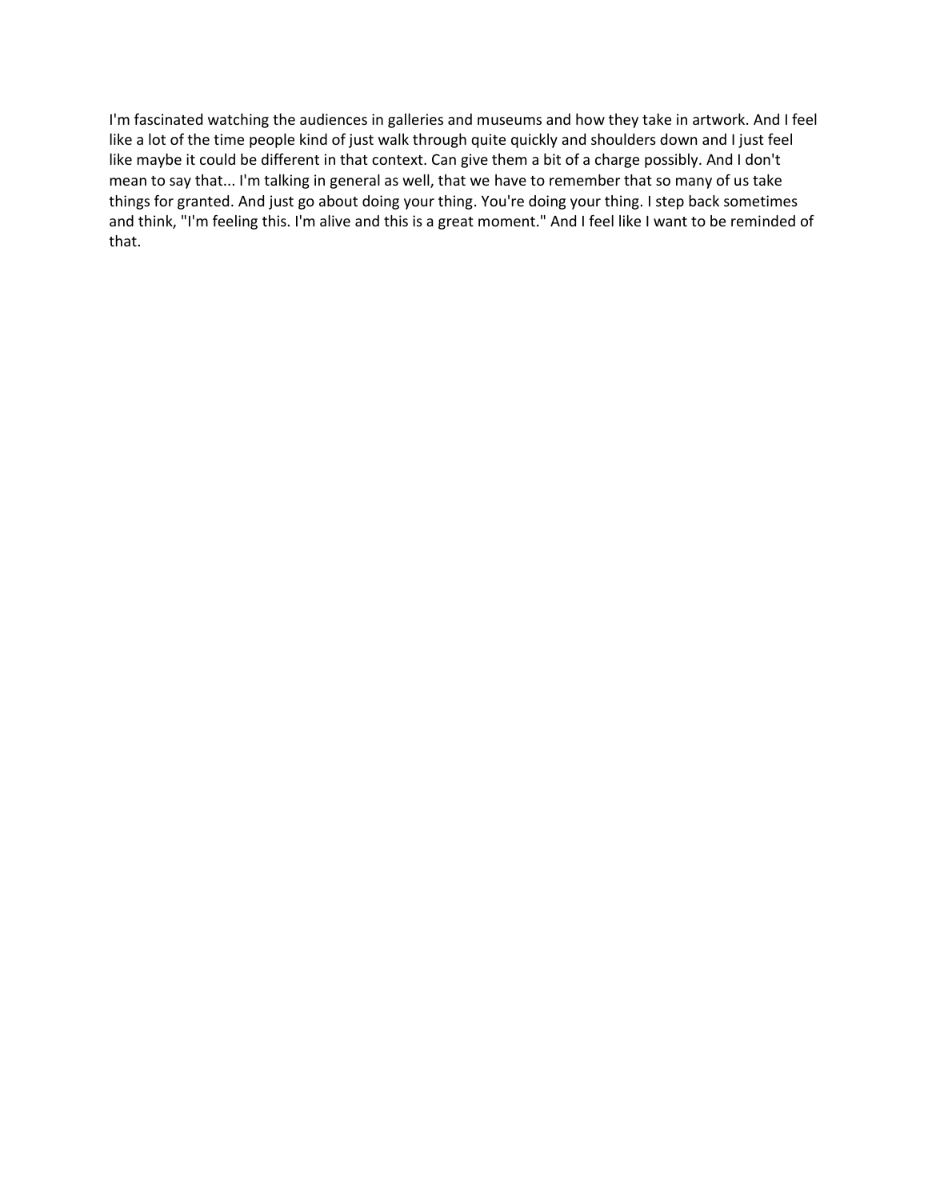I'm fascinated watching the audiences in galleries and museums and how they take in artwork. And I feel like a lot of the time people kind of just walk through quite quickly and shoulders down and I just feel like maybe it could be different in that context. Can give them a bit of a charge possibly. And I don't mean to say that... I'm talking in general as well, that we have to remember that so many of us take things for granted. And just go about doing your thing. You're doing your thing. I step back sometimes and think, "I'm feeling this. I'm alive and this is a great moment." And I feel like I want to be reminded of that.